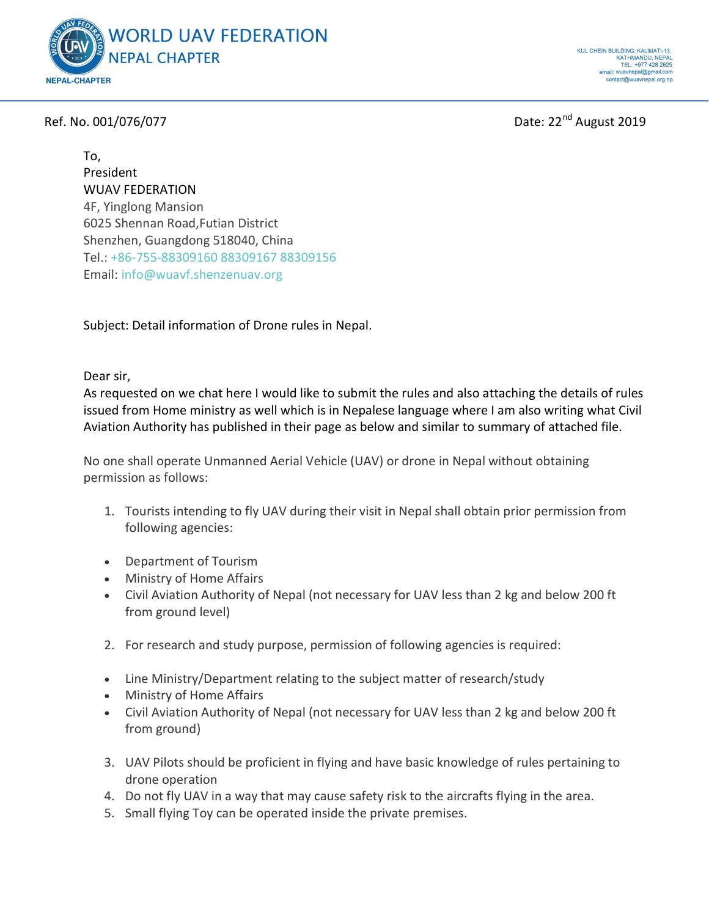# WORLD UAV FEDERATION
## NEPAL CHAPTER

NEPAL-CHAPTER

KUL CHEIN BUILDING, KALIMATI-13,
KATHMANDU, NEPAL
TEL: +977 428 2625
email: wuavnepal@gmail.com
contact@wuavnepal.org.np

Ref. No. 001/076/077

Date: 22nd August 2019

To,
President
WUAV FEDERATION
4F, Yinglong Mansion
6025 Shennan Road,Futian District
Shenzhen, Guangdong 518040, China
Tel.: +86-755-88309160 88309167 88309156
Email: info@wuavf.shenzenuav.org

Subject: Detail information of Drone rules in Nepal.

Dear sir,
As requested on we chat here I would like to submit the rules and also attaching the details of rules issued from Home ministry as well which is in Nepalese language where I am also writing what Civil Aviation Authority has published in their page as below and similar to summary of attached file.

No one shall operate Unmanned Aerial Vehicle (UAV) or drone in Nepal without obtaining permission as follows:

1. Tourists intending to fly UAV during their visit in Nepal shall obtain prior permission from following agencies:

- Department of Tourism
- Ministry of Home Affairs
- Civil Aviation Authority of Nepal (not necessary for UAV less than 2 kg and below 200 ft from ground level)

2. For research and study purpose, permission of following agencies is required:

- Line Ministry/Department relating to the subject matter of research/study
- Ministry of Home Affairs
- Civil Aviation Authority of Nepal (not necessary for UAV less than 2 kg and below 200 ft from ground)

3. UAV Pilots should be proficient in flying and have basic knowledge of rules pertaining to drone operation
4. Do not fly UAV in a way that may cause safety risk to the aircrafts flying in the area.
5. Small flying Toy can be operated inside the private premises.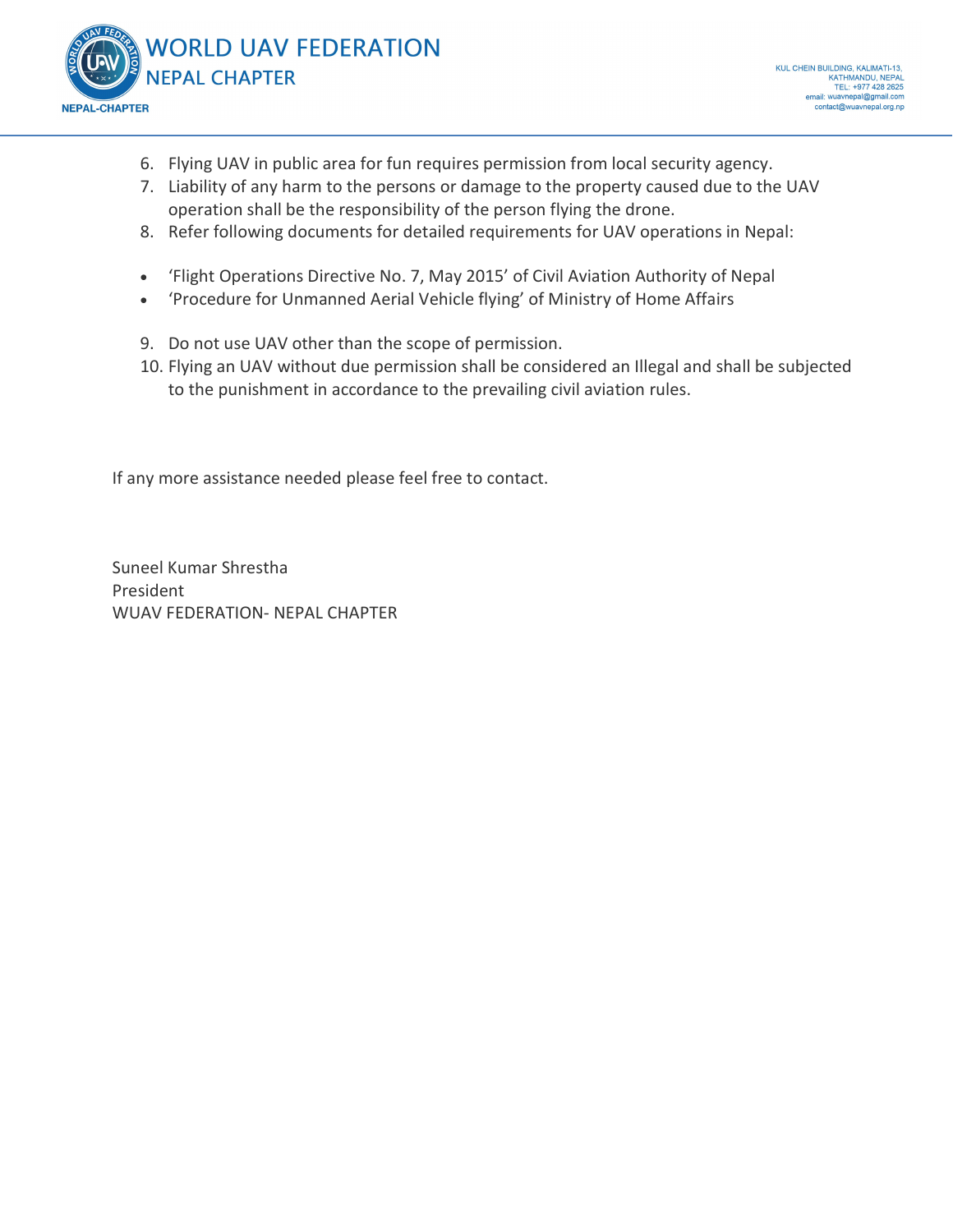6. Flying UAV in public area for fun requires permission from local security agency.
7. Liability of any harm to the persons or damage to the property caused due to the UAV operation shall be the responsibility of the person flying the drone.
8. Refer following documents for detailed requirements for UAV operations in Nepal:

- 'Flight Operations Directive No. 7, May 2015' of Civil Aviation Authority of Nepal
- 'Procedure for Unmanned Aerial Vehicle flying' of Ministry of Home Affairs

9. Do not use UAV other than the scope of permission.
10. Flying an UAV without due permission shall be considered an Illegal and shall be subjected to the punishment in accordance to the prevailing civil aviation rules.

If any more assistance needed please feel free to contact.

Suneel Kumar Shrestha
President
WUAV FEDERATION- NEPAL CHAPTER